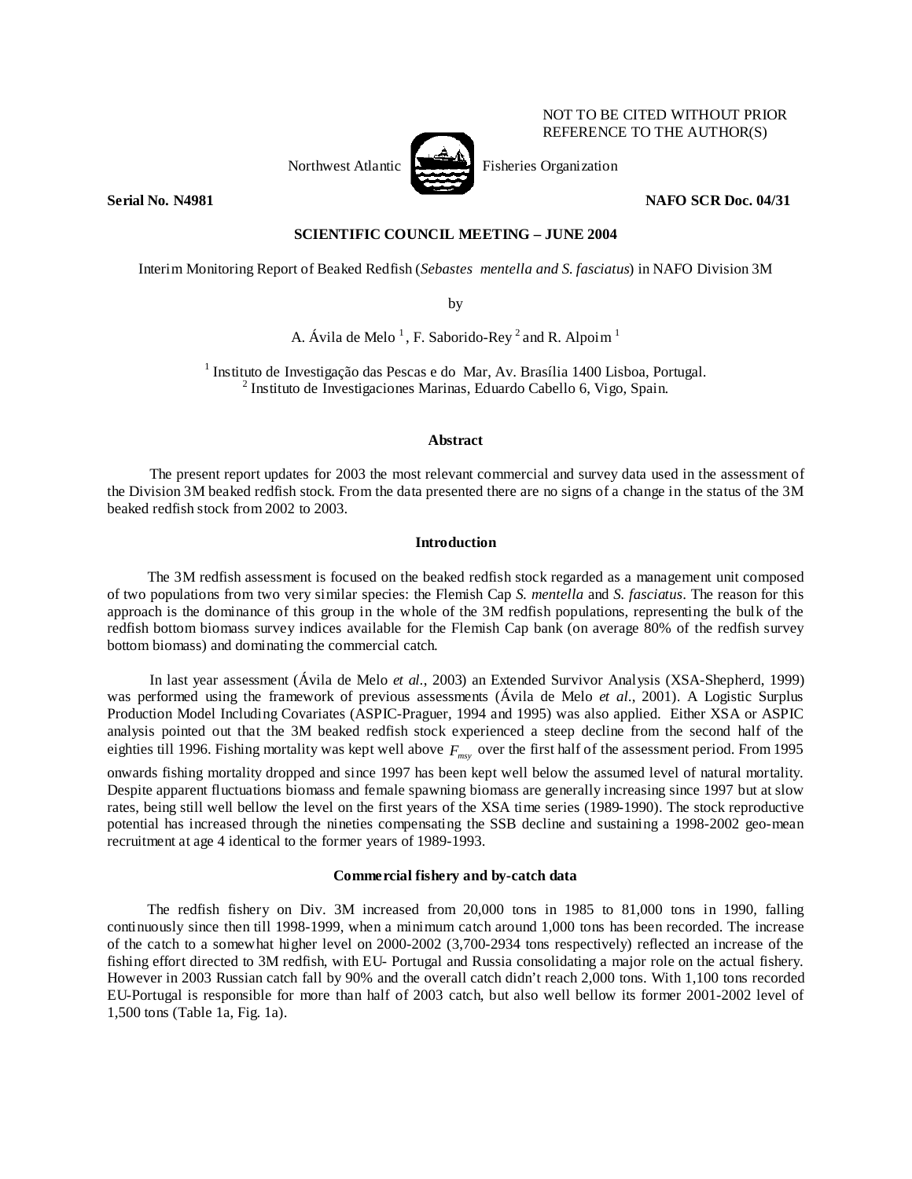NOT TO BE CITED WITHOUT PRIOR REFERENCE TO THE AUTHOR(S)

Northwest Atlantic Fisheries Organization

**Serial No. N4981** **NAFO SCR Doc. 04/31**

**SCIENTIFIC COUNCIL MEETING – JUNE 2004**

Interim Monitoring Report of Beaked Redfish (*Sebastes mentella and S. fasciatus*) in NAFO Division 3M

by

A. Ávila de Melo [1], F. Saborido-Rey [2] and R. Alpoim [1]

[1] Instituto de Investigação das Pescas e do Mar, Av. Brasília 1400 Lisboa, Portugal.
[2] Instituto de Investigaciones Marinas, Eduardo Cabello 6, Vigo, Spain.

## Abstract

The present report updates for 2003 the most relevant commercial and survey data used in the assessment of the Division 3M beaked redfish stock. From the data presented there are no signs of a change in the status of the 3M beaked redfish stock from 2002 to 2003.

## Introduction

The 3M redfish assessment is focused on the beaked redfish stock regarded as a management unit composed of two populations from two very similar species: the Flemish Cap *S. mentella* and *S. fasciatus*. The reason for this approach is the dominance of this group in the whole of the 3M redfish populations, representing the bulk of the redfish bottom biomass survey indices available for the Flemish Cap bank (on average 80% of the redfish survey bottom biomass) and dominating the commercial catch.

In last year assessment (Ávila de Melo *et al.*, 2003) an Extended Survivor Analysis (XSA-Shepherd, 1999) was performed using the framework of previous assessments (Ávila de Melo *et al.*, 2001). A Logistic Surplus Production Model Including Covariates (ASPIC-Praguer, 1994 and 1995) was also applied. Either XSA or ASPIC analysis pointed out that the 3M beaked redfish stock experienced a steep decline from the second half of the eighties till 1996. Fishing mortality was kept well above $F_{msy}$ over the first half of the assessment period. From 1995 onwards fishing mortality dropped and since 1997 has been kept well below the assumed level of natural mortality. Despite apparent fluctuations biomass and female spawning biomass are generally increasing since 1997 but at slow rates, being still well bellow the level on the first years of the XSA time series (1989-1990). The stock reproductive potential has increased through the nineties compensating the SSB decline and sustaining a 1998-2002 geo-mean recruitment at age 4 identical to the former years of 1989-1993.

## Commercial fishery and by-catch data

The redfish fishery on Div. 3M increased from 20,000 tons in 1985 to 81,000 tons in 1990, falling continuously since then till 1998-1999, when a minimum catch around 1,000 tons has been recorded. The increase of the catch to a somewhat higher level on 2000-2002 (3,700-2934 tons respectively) reflected an increase of the fishing effort directed to 3M redfish, with EU- Portugal and Russia consolidating a major role on the actual fishery. However in 2003 Russian catch fall by 90% and the overall catch didn't reach 2,000 tons. With 1,100 tons recorded EU-Portugal is responsible for more than half of 2003 catch, but also well bellow its former 2001-2002 level of 1,500 tons (Table 1a, Fig. 1a).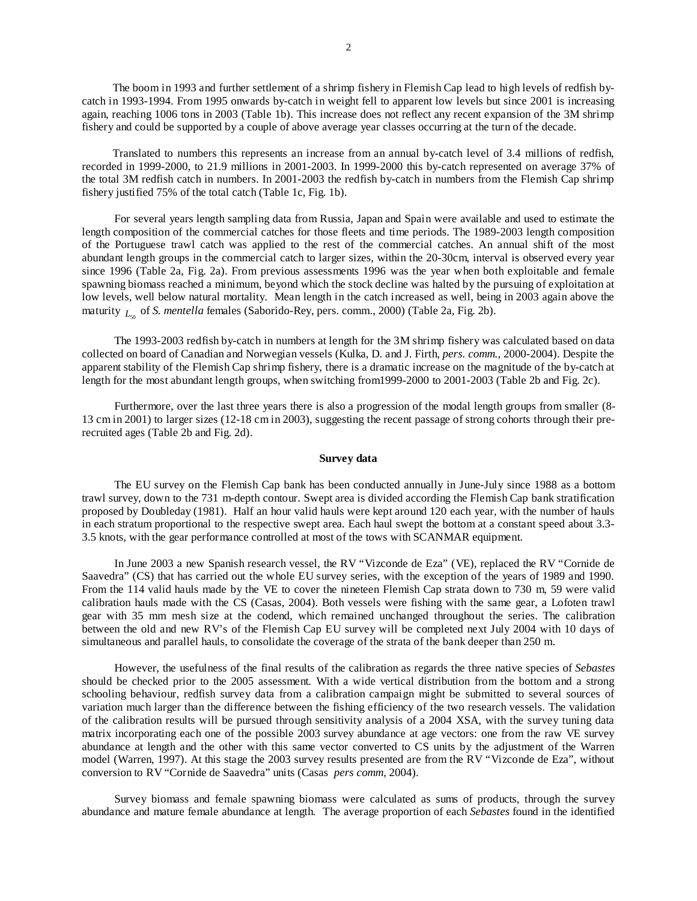The boom in 1993 and further settlement of a shrimp fishery in Flemish Cap lead to high levels of redfish by-catch in 1993-1994. From 1995 onwards by-catch in weight fell to apparent low levels but since 2001 is increasing again, reaching 1006 tons in 2003 (Table 1b). This increase does not reflect any recent expansion of the 3M shrimp fishery and could be supported by a couple of above average year classes occurring at the turn of the decade.

Translated to numbers this represents an increase from an annual by-catch level of 3.4 millions of redfish, recorded in 1999-2000, to 21.9 millions in 2001-2003. In 1999-2000 this by-catch represented on average 37% of the total 3M redfish catch in numbers. In 2001-2003 the redfish by-catch in numbers from the Flemish Cap shrimp fishery justified 75% of the total catch (Table 1c, Fig. 1b).

For several years length sampling data from Russia, Japan and Spain were available and used to estimate the length composition of the commercial catches for those fleets and time periods. The 1989-2003 length composition of the Portuguese trawl catch was applied to the rest of the commercial catches. An annual shift of the most abundant length groups in the commercial catch to larger sizes, within the 20-30cm, interval is observed every year since 1996 (Table 2a, Fig. 2a). From previous assessments 1996 was the year when both exploitable and female spawning biomass reached a minimum, beyond which the stock decline was halted by the pursuing of exploitation at low levels, well below natural mortality. Mean length in the catch increased as well, being in 2003 again above the maturity $L_{50}$ of *S. mentella* females (Saborido-Rey, pers. comm., 2000) (Table 2a, Fig. 2b).

The 1993-2003 redfish by-catch in numbers at length for the 3M shrimp fishery was calculated based on data collected on board of Canadian and Norwegian vessels (Kulka, D. and J. Firth, *pers. comm.*, 2000-2004). Despite the apparent stability of the Flemish Cap shrimp fishery, there is a dramatic increase on the magnitude of the by-catch at length for the most abundant length groups, when switching from1999-2000 to 2001-2003 (Table 2b and Fig. 2c).

Furthermore, over the last three years there is also a progression of the modal length groups from smaller (8-13 cm in 2001) to larger sizes (12-18 cm in 2003), suggesting the recent passage of strong cohorts through their pre-recruited ages (Table 2b and Fig. 2d).

## Survey data

The EU survey on the Flemish Cap bank has been conducted annually in June-July since 1988 as a bottom trawl survey, down to the 731 m-depth contour. Swept area is divided according the Flemish Cap bank stratification proposed by Doubleday (1981). Half an hour valid hauls were kept around 120 each year, with the number of hauls in each stratum proportional to the respective swept area. Each haul swept the bottom at a constant speed about 3.3-3.5 knots, with the gear performance controlled at most of the tows with SCANMAR equipment.

In June 2003 a new Spanish research vessel, the RV "Vizconde de Eza" (VE), replaced the RV "Cornide de Saavedra" (CS) that has carried out the whole EU survey series, with the exception of the years of 1989 and 1990. From the 114 valid hauls made by the VE to cover the nineteen Flemish Cap strata down to 730 m, 59 were valid calibration hauls made with the CS (Casas, 2004). Both vessels were fishing with the same gear, a Lofoten trawl gear with 35 mm mesh size at the codend, which remained unchanged throughout the series. The calibration between the old and new RV's of the Flemish Cap EU survey will be completed next July 2004 with 10 days of simultaneous and parallel hauls, to consolidate the coverage of the strata of the bank deeper than 250 m.

However, the usefulness of the final results of the calibration as regards the three native species of *Sebastes* should be checked prior to the 2005 assessment. With a wide vertical distribution from the bottom and a strong schooling behaviour, redfish survey data from a calibration campaign might be submitted to several sources of variation much larger than the difference between the fishing efficiency of the two research vessels. The validation of the calibration results will be pursued through sensitivity analysis of a 2004 XSA, with the survey tuning data matrix incorporating each one of the possible 2003 survey abundance at age vectors: one from the raw VE survey abundance at length and the other with this same vector converted to CS units by the adjustment of the Warren model (Warren, 1997). At this stage the 2003 survey results presented are from the RV "Vizconde de Eza", without conversion to RV "Cornide de Saavedra" units (Casas *pers comm*, 2004).

Survey biomass and female spawning biomass were calculated as sums of products, through the survey abundance and mature female abundance at length. The average proportion of each *Sebastes* found in the identified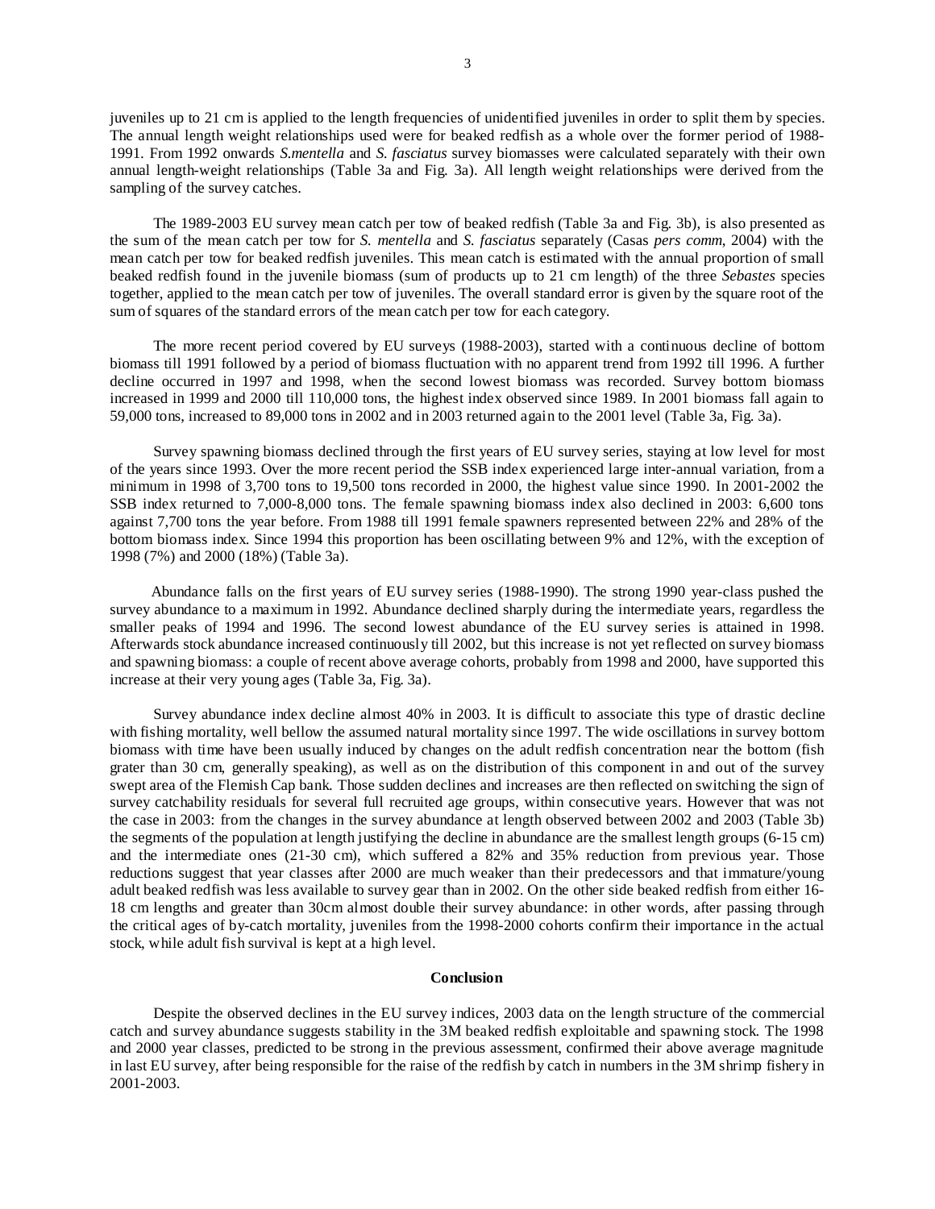juveniles up to 21 cm is applied to the length frequencies of unidentified juveniles in order to split them by species. The annual length weight relationships used were for beaked redfish as a whole over the former period of 1988-1991. From 1992 onwards *S.mentella* and *S. fasciatus* survey biomasses were calculated separately with their own annual length-weight relationships (Table 3a and Fig. 3a). All length weight relationships were derived from the sampling of the survey catches.

The 1989-2003 EU survey mean catch per tow of beaked redfish (Table 3a and Fig. 3b), is also presented as the sum of the mean catch per tow for *S. mentella* and *S. fasciatus* separately (Casas *pers comm*, 2004) with the mean catch per tow for beaked redfish juveniles. This mean catch is estimated with the annual proportion of small beaked redfish found in the juvenile biomass (sum of products up to 21 cm length) of the three *Sebastes* species together, applied to the mean catch per tow of juveniles. The overall standard error is given by the square root of the sum of squares of the standard errors of the mean catch per tow for each category.

The more recent period covered by EU surveys (1988-2003), started with a continuous decline of bottom biomass till 1991 followed by a period of biomass fluctuation with no apparent trend from 1992 till 1996. A further decline occurred in 1997 and 1998, when the second lowest biomass was recorded. Survey bottom biomass increased in 1999 and 2000 till 110,000 tons, the highest index observed since 1989. In 2001 biomass fall again to 59,000 tons, increased to 89,000 tons in 2002 and in 2003 returned again to the 2001 level (Table 3a, Fig. 3a).

Survey spawning biomass declined through the first years of EU survey series, staying at low level for most of the years since 1993. Over the more recent period the SSB index experienced large inter-annual variation, from a minimum in 1998 of 3,700 tons to 19,500 tons recorded in 2000, the highest value since 1990. In 2001-2002 the SSB index returned to 7,000-8,000 tons. The female spawning biomass index also declined in 2003: 6,600 tons against 7,700 tons the year before. From 1988 till 1991 female spawners represented between 22% and 28% of the bottom biomass index. Since 1994 this proportion has been oscillating between 9% and 12%, with the exception of 1998 (7%) and 2000 (18%) (Table 3a).

Abundance falls on the first years of EU survey series (1988-1990). The strong 1990 year-class pushed the survey abundance to a maximum in 1992. Abundance declined sharply during the intermediate years, regardless the smaller peaks of 1994 and 1996. The second lowest abundance of the EU survey series is attained in 1998. Afterwards stock abundance increased continuously till 2002, but this increase is not yet reflected on survey biomass and spawning biomass: a couple of recent above average cohorts, probably from 1998 and 2000, have supported this increase at their very young ages (Table 3a, Fig. 3a).

Survey abundance index decline almost 40% in 2003. It is difficult to associate this type of drastic decline with fishing mortality, well bellow the assumed natural mortality since 1997. The wide oscillations in survey bottom biomass with time have been usually induced by changes on the adult redfish concentration near the bottom (fish grater than 30 cm, generally speaking), as well as on the distribution of this component in and out of the survey swept area of the Flemish Cap bank. Those sudden declines and increases are then reflected on switching the sign of survey catchability residuals for several full recruited age groups, within consecutive years. However that was not the case in 2003: from the changes in the survey abundance at length observed between 2002 and 2003 (Table 3b) the segments of the population at length justifying the decline in abundance are the smallest length groups (6-15 cm) and the intermediate ones (21-30 cm), which suffered a 82% and 35% reduction from previous year. Those reductions suggest that year classes after 2000 are much weaker than their predecessors and that immature/young adult beaked redfish was less available to survey gear than in 2002. On the other side beaked redfish from either 16-18 cm lengths and greater than 30cm almost double their survey abundance: in other words, after passing through the critical ages of by-catch mortality, juveniles from the 1998-2000 cohorts confirm their importance in the actual stock, while adult fish survival is kept at a high level.

## Conclusion

Despite the observed declines in the EU survey indices, 2003 data on the length structure of the commercial catch and survey abundance suggests stability in the 3M beaked redfish exploitable and spawning stock. The 1998 and 2000 year classes, predicted to be strong in the previous assessment, confirmed their above average magnitude in last EU survey, after being responsible for the raise of the redfish by catch in numbers in the 3M shrimp fishery in 2001-2003.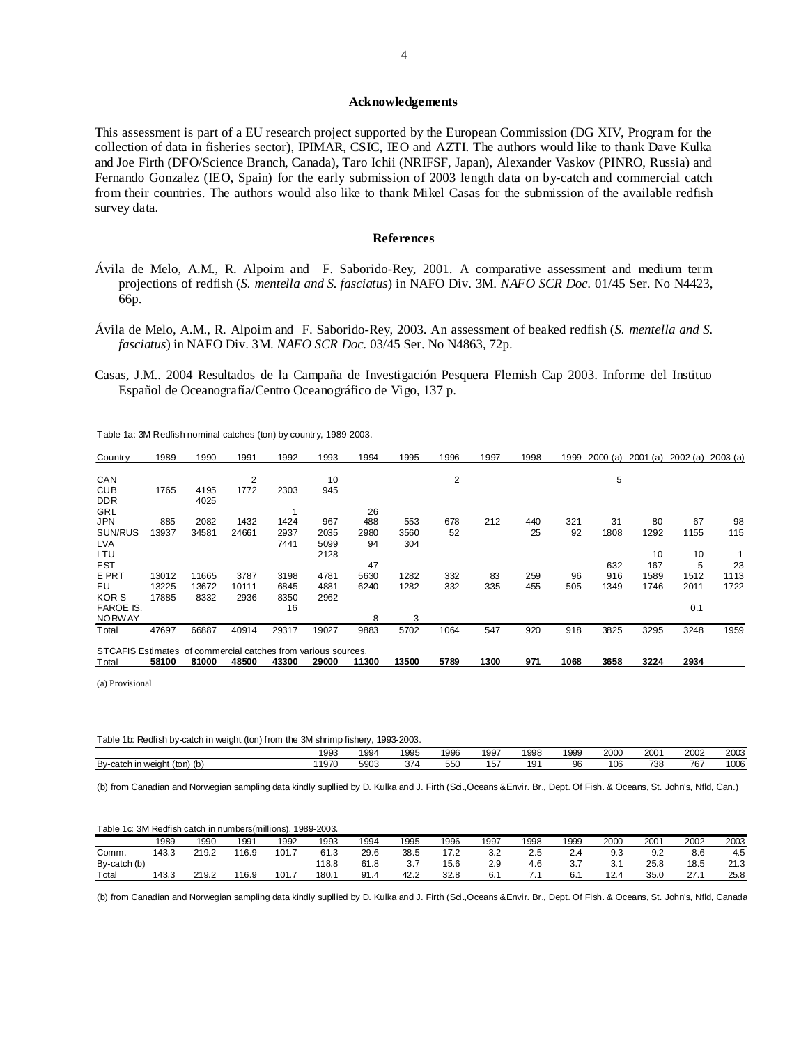## Acknowledgements

This assessment is part of a EU research project supported by the European Commission (DG XIV, Program for the collection of data in fisheries sector), IPIMAR, CSIC, IEO and AZTI. The authors would like to thank Dave Kulka and Joe Firth (DFO/Science Branch, Canada), Taro Ichii (NRIFSF, Japan), Alexander Vaskov (PINRO, Russia) and Fernando Gonzalez (IEO, Spain) for the early submission of 2003 length data on by-catch and commercial catch from their countries. The authors would also like to thank Mikel Casas for the submission of the available redfish survey data.

## References

Ávila de Melo, A.M., R. Alpoim and F. Saborido-Rey, 2001. A comparative assessment and medium term projections of redfish (*S. mentella and S. fasciatus*) in NAFO Div. 3M. *NAFO SCR Doc.* 01/45 Ser. No N4423, 66p.

Ávila de Melo, A.M., R. Alpoim and F. Saborido-Rey, 2003. An assessment of beaked redfish (*S. mentella and S. fasciatus*) in NAFO Div. 3M. *NAFO SCR Doc.* 03/45 Ser. No N4863, 72p.

Casas, J.M.. 2004 Resultados de la Campaña de Investigación Pesquera Flemish Cap 2003. Informe del Instituo Español de Oceanografía/Centro Oceanográfico de Vigo, 137 p.

Table 1a: 3M Redfish nominal catches (ton) by country, 1989-2003.

| Country | 1989 | 1990 | 1991 | 1992 | 1993 | 1994 | 1995 | 1996 | 1997 | 1998 | 1999 | 2000 (a) | 2001 (a) | 2002 (a) | 2003 (a) |
|---|---|---|---|---|---|---|---|---|---|---|---|---|---|---|---|
| CAN | | | 2 | | 10 | | | 2 | | | | 5 | | | |
| CUB | 1765 | 4195 | 1772 | 2303 | 945 | | | | | | | | | | |
| DDR | | 4025 | | | | | | | | | | | | | |
| GRL | | | | 1 | | 26 | | | | | | | | | |
| JPN | 885 | 2082 | 1432 | 1424 | 967 | 488 | 553 | 678 | 212 | 440 | 321 | 31 | 80 | 67 | 98 |
| SUN/RUS | 13937 | 34581 | 24661 | 2937 | 2035 | 2980 | 3560 | 52 | | 25 | 92 | 1808 | 1292 | 1155 | 115 |
| LVA | | | | 7441 | 5099 | 94 | 304 | | | | | | | | |
| LTU | | | | | 2128 | | | | | | | | 10 | 10 | 1 |
| EST | | | | | | 47 | | | | | | 632 | 167 | 5 | 23 |
| E PRT | 13012 | 11665 | 3787 | 3198 | 4781 | 5630 | 1282 | 332 | 83 | 259 | 96 | 916 | 1589 | 1512 | 1113 |
| EU | 13225 | 13672 | 10111 | 6845 | 4881 | 6240 | 1282 | 332 | 335 | 455 | 505 | 1349 | 1746 | 2011 | 1722 |
| KOR-S | 17885 | 8332 | 2936 | 8350 | 2962 | | | | | | | | | | |
| FAROE IS. | | | | 16 | | | | | | | | | | 0.1 | |
| NORWAY | | | | | | 8 | 3 | | | | | | | | |
| Total | 47697 | 66887 | 40914 | 29317 | 19027 | 9883 | 5702 | 1064 | 547 | 920 | 918 | 3825 | 3295 | 3248 | 1959 |
| STCAFIS Estimates of commercial catches from various sources. | | | | | | | | | | | | | | | |
| Total | 58100 | 81000 | 48500 | 43300 | 29000 | 11300 | 13500 | 5789 | 1300 | 971 | 1068 | 3658 | 3224 | 2934 | |

(a) Provisional

Table 1b: Redfish by-catch in weight (ton) from the 3M shrimp fishery, 1993-2003.

| | 1993 | 1994 | 1995 | 1996 | 1997 | 1998 | 1999 | 2000 | 2001 | 2002 | 2003 |
|---|---|---|---|---|---|---|---|---|---|---|---|
| By-catch in weight (ton) (b) | 11970 | 5903 | 374 | 550 | 157 | 191 | 96 | 106 | 738 | 767 | 1006 |

(b) from Canadian and Norwegian sampling data kindly supllied by D. Kulka and J. Firth (Sci.,Oceans &Envir. Br., Dept. Of Fish. & Oceans, St. John's, Nfld, Can.)

Table 1c: 3M Redfish catch in numbers(millions), 1989-2003.

| | 1989 | 1990 | 1991 | 1992 | 1993 | 1994 | 1995 | 1996 | 1997 | 1998 | 1999 | 2000 | 2001 | 2002 | 2003 |
|---|---|---|---|---|---|---|---|---|---|---|---|---|---|---|---|
| Comm. | 143.3 | 219.2 | 116.9 | 101.7 | 61.3 | 29.6 | 38.5 | 17.2 | 3.2 | 2.5 | 2.4 | 9.3 | 9.2 | 8.6 | 4.5 |
| By-catch (b) | | | | | 118.8 | 61.8 | 3.7 | 15.6 | 2.9 | 4.6 | 3.7 | 3.1 | 25.8 | 18.5 | 21.3 |
| Total | 143.3 | 219.2 | 116.9 | 101.7 | 180.1 | 91.4 | 42.2 | 32.8 | 6.1 | 7.1 | 6.1 | 12.4 | 35.0 | 27.1 | 25.8 |

(b) from Canadian and Norwegian sampling data kindly supllied by D. Kulka and J. Firth (Sci.,Oceans &Envir. Br., Dept. Of Fish. & Oceans, St. John's, Nfld, Canada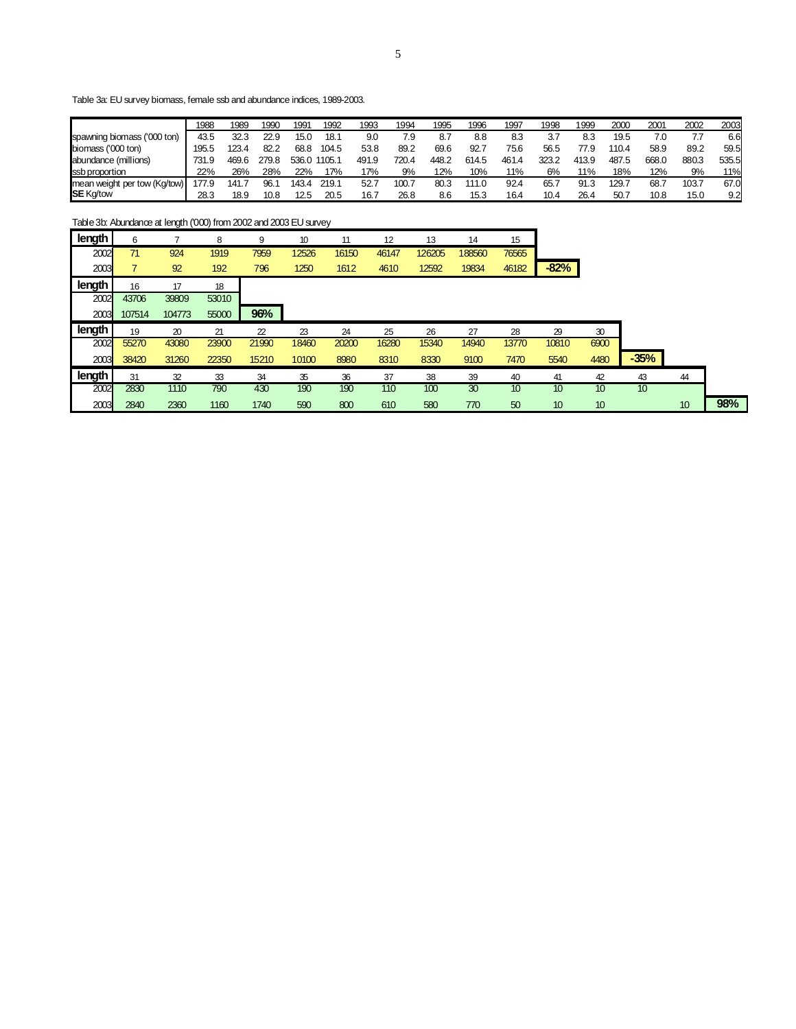Table 3a: EU survey biomass, female ssb and abundance indices, 1989-2003.

| | 1988 | 1989 | 1990 | 1991 | 1992 | 1993 | 1994 | 1995 | 1996 | 1997 | 1998 | 1999 | 2000 | 2001 | 2002 | 2003 |
|---|---|---|---|---|---|---|---|---|---|---|---|---|---|---|---|---|
| spawning biomass ('000 ton) | 43.5 | 32.3 | 22.9 | 15.0 | 18.1 | 9.0 | 7.9 | 8.7 | 8.8 | 8.3 | 3.7 | 8.3 | 19.5 | 7.0 | 7.7 | 6.6 |
| biomass ('000 ton) | 195.5 | 123.4 | 82.2 | 68.8 | 104.5 | 53.8 | 89.2 | 69.6 | 92.7 | 75.6 | 56.5 | 77.9 | 110.4 | 58.9 | 89.2 | 59.5 |
| abundance (millions) | 731.9 | 469.6 | 279.8 | 536.0 | 1105.1 | 491.9 | 720.4 | 448.2 | 614.5 | 461.4 | 323.2 | 413.9 | 487.5 | 668.0 | 880.3 | 535.5 |
| ssb proportion | 22% | 26% | 28% | 22% | 17% | 17% | 9% | 12% | 10% | 11% | 6% | 11% | 18% | 12% | 9% | 11% |
| mean weight per tow (Kg/tow) | 177.9 | 141.7 | 96.1 | 143.4 | 219.1 | 52.7 | 100.7 | 80.3 | 111.0 | 92.4 | 65.7 | 91.3 | 129.7 | 68.7 | 103.7 | 67.0 |
| **SE** Kg/tow | 28.3 | 18.9 | 10.8 | 12.5 | 20.5 | 16.7 | 26.8 | 8.6 | 15.3 | 16.4 | 10.4 | 26.4 | 50.7 | 10.8 | 15.0 | 9.2 |

Table 3b: Abundance at length ('000) from 2002 and 2003 EU survey

| **length** | 6 | 7 | 8 | 9 | 10 | 11 | 12 | 13 | 14 | 15 | |
|---|---|---|---|---|---|---|---|---|---|---|---|
| 2002 | 71 | 924 | 1919 | 7959 | 12526 | 16150 | 46147 | 126205 | 188560 | 76565 | |
| 2003 | 7 | 92 | 192 | 796 | 1250 | 1612 | 4610 | 12592 | 19834 | 46182 | **-82%** |

| **length** | 16 | 17 | 18 | |
|---|---|---|---|---|
| 2002 | 43706 | 39809 | 53010 | |
| 2003 | 107514 | 104773 | 55000 | **96%** |

| **length** | 19 | 20 | 21 | 22 | 23 | 24 | 25 | 26 | 27 | 28 | 29 | 30 | |
|---|---|---|---|---|---|---|---|---|---|---|---|---|---|
| 2002 | 55270 | 43080 | 23900 | 21990 | 18460 | 20200 | 16280 | 15340 | 14940 | 13770 | 10810 | 6900 | |
| 2003 | 38420 | 31260 | 22350 | 15210 | 10100 | 8980 | 8310 | 8330 | 9100 | 7470 | 5540 | 4480 | **-35%** |

| **length** | 31 | 32 | 33 | 34 | 35 | 36 | 37 | 38 | 39 | 40 | 41 | 42 | 43 | 44 | |
|---|---|---|---|---|---|---|---|---|---|---|---|---|---|---|---|
| 2002 | 2830 | 1110 | 790 | 430 | 190 | 190 | 110 | 100 | 30 | 10 | 10 | 10 | 10 | | |
| 2003 | 2840 | 2360 | 1160 | 1740 | 590 | 800 | 610 | 580 | 770 | 50 | 10 | 10 | | 10 | **98%** |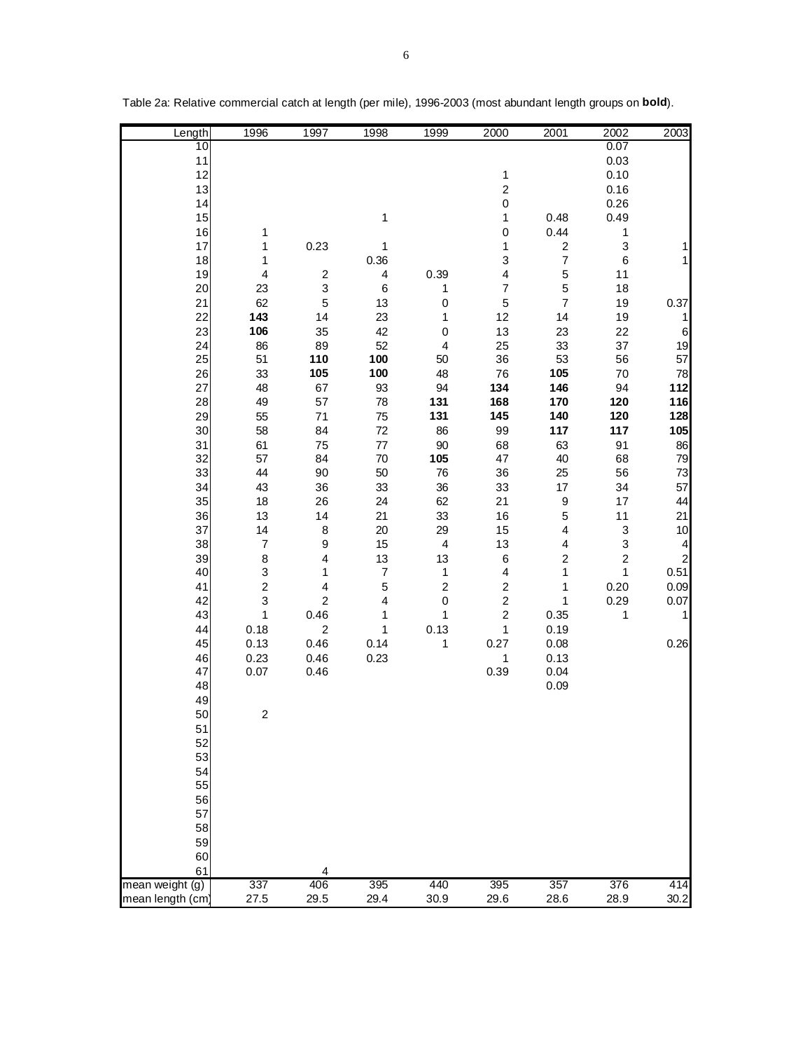Table 2a: Relative commercial catch at length (per mile), 1996-2003 (most abundant length groups on **bold**).

| Length | 1996 | 1997 | 1998 | 1999 | 2000 | 2001 | 2002 | 2003 |
|---|---|---|---|---|---|---|---|---|
| 10 | | | | | | | 0.07 | |
| 11 | | | | | | | 0.03 | |
| 12 | | | | | 1 | | 0.10 | |
| 13 | | | | | 2 | | 0.16 | |
| 14 | | | | | 0 | | 0.26 | |
| 15 | | | 1 | | 1 | 0.48 | 0.49 | |
| 16 | 1 | | | | 0 | 0.44 | 1 | |
| 17 | 1 | 0.23 | 1 | | 1 | 2 | 3 | 1 |
| 18 | 1 | | 0.36 | | 3 | 7 | 6 | 1 |
| 19 | 4 | 2 | 4 | 0.39 | 4 | 5 | 11 | |
| 20 | 23 | 3 | 6 | 1 | 7 | 5 | 18 | |
| 21 | 62 | 5 | 13 | 0 | 5 | 7 | 19 | 0.37 |
| 22 | **143** | 14 | 23 | 1 | 12 | 14 | 19 | 1 |
| 23 | **106** | 35 | 42 | 0 | 13 | 23 | 22 | 6 |
| 24 | 86 | 89 | 52 | 4 | 25 | 33 | 37 | 19 |
| 25 | 51 | **110** | **100** | 50 | 36 | 53 | 56 | 57 |
| 26 | 33 | **105** | **100** | 48 | 76 | **105** | 70 | 78 |
| 27 | 48 | 67 | 93 | 94 | **134** | **146** | 94 | **112** |
| 28 | 49 | 57 | 78 | **131** | **168** | **170** | **120** | **116** |
| 29 | 55 | 71 | 75 | **131** | **145** | **140** | **120** | **128** |
| 30 | 58 | 84 | 72 | 86 | 99 | **117** | **117** | **105** |
| 31 | 61 | 75 | 77 | 90 | 68 | 63 | 91 | 86 |
| 32 | 57 | 84 | 70 | **105** | 47 | 40 | 68 | 79 |
| 33 | 44 | 90 | 50 | 76 | 36 | 25 | 56 | 73 |
| 34 | 43 | 36 | 33 | 36 | 33 | 17 | 34 | 57 |
| 35 | 18 | 26 | 24 | 62 | 21 | 9 | 17 | 44 |
| 36 | 13 | 14 | 21 | 33 | 16 | 5 | 11 | 21 |
| 37 | 14 | 8 | 20 | 29 | 15 | 4 | 3 | 10 |
| 38 | 7 | 9 | 15 | 4 | 13 | 4 | 3 | 4 |
| 39 | 8 | 4 | 13 | 13 | 6 | 2 | 2 | 2 |
| 40 | 3 | 1 | 7 | 1 | 4 | 1 | 1 | 0.51 |
| 41 | 2 | 4 | 5 | 2 | 2 | 1 | 0.20 | 0.09 |
| 42 | 3 | 2 | 4 | 0 | 2 | 1 | 0.29 | 0.07 |
| 43 | 1 | 0.46 | 1 | 1 | 2 | 0.35 | 1 | 1 |
| 44 | 0.18 | 2 | 1 | 0.13 | 1 | 0.19 | | |
| 45 | 0.13 | 0.46 | 0.14 | 1 | 0.27 | 0.08 | | 0.26 |
| 46 | 0.23 | 0.46 | 0.23 | | 1 | 0.13 | | |
| 47 | 0.07 | 0.46 | | | 0.39 | 0.04 | | |
| 48 | | | | | | 0.09 | | |
| 49 | | | | | | | | |
| 50 | 2 | | | | | | | |
| 51 | | | | | | | | |
| 52 | | | | | | | | |
| 53 | | | | | | | | |
| 54 | | | | | | | | |
| 55 | | | | | | | | |
| 56 | | | | | | | | |
| 57 | | | | | | | | |
| 58 | | | | | | | | |
| 59 | | | | | | | | |
| 60 | | | | | | | | |
| 61 | | 4 | | | | | | |
| mean weight (g) | 337 | 406 | 395 | 440 | 395 | 357 | 376 | 414 |
| mean length (cm) | 27.5 | 29.5 | 29.4 | 30.9 | 29.6 | 28.6 | 28.9 | 30.2 |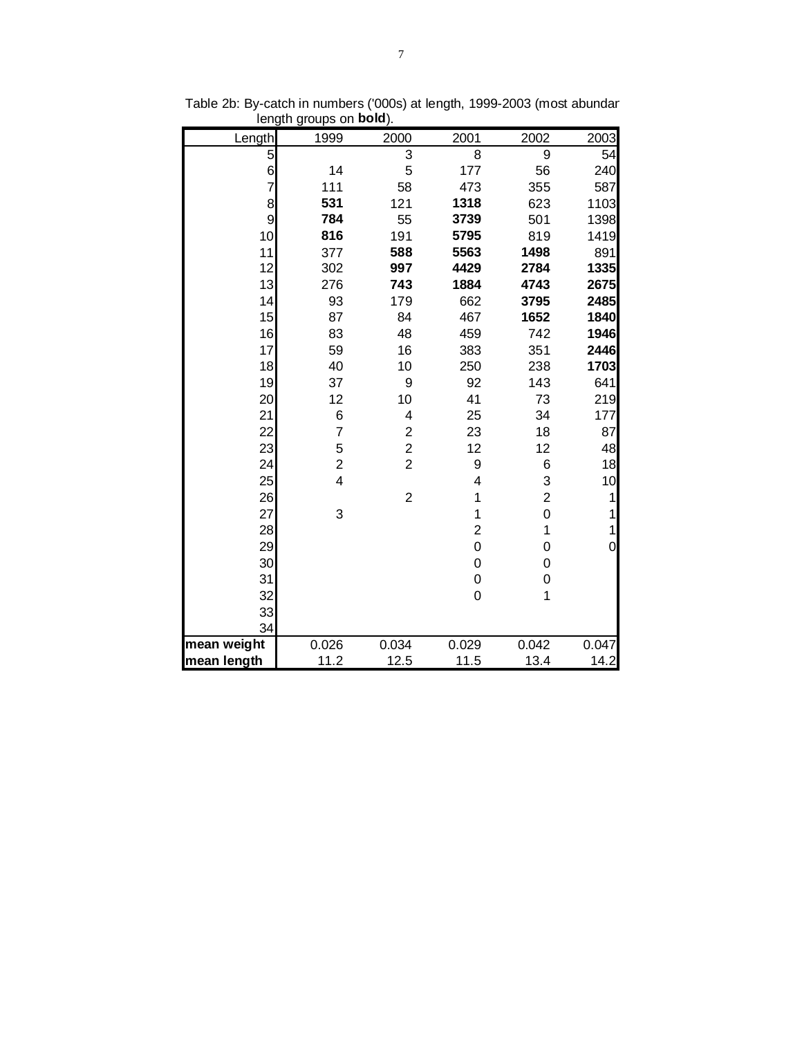Table 2b: By-catch in numbers ('000s) at length, 1999-2003 (most abundar length groups on **bold**).

| Length | 1999 | 2000 | 2001 | 2002 | 2003 |
|---|---|---|---|---|---|
| 5 | | 3 | 8 | 9 | 54 |
| 6 | 14 | 5 | 177 | 56 | 240 |
| 7 | 111 | 58 | 473 | 355 | 587 |
| 8 | **531** | 121 | **1318** | 623 | 1103 |
| 9 | **784** | 55 | **3739** | 501 | 1398 |
| 10 | **816** | 191 | **5795** | 819 | 1419 |
| 11 | 377 | **588** | **5563** | **1498** | 891 |
| 12 | 302 | **997** | **4429** | **2784** | **1335** |
| 13 | 276 | **743** | **1884** | **4743** | **2675** |
| 14 | 93 | 179 | 662 | **3795** | **2485** |
| 15 | 87 | 84 | 467 | **1652** | **1840** |
| 16 | 83 | 48 | 459 | 742 | **1946** |
| 17 | 59 | 16 | 383 | 351 | **2446** |
| 18 | 40 | 10 | 250 | 238 | **1703** |
| 19 | 37 | 9 | 92 | 143 | 641 |
| 20 | 12 | 10 | 41 | 73 | 219 |
| 21 | 6 | 4 | 25 | 34 | 177 |
| 22 | 7 | 2 | 23 | 18 | 87 |
| 23 | 5 | 2 | 12 | 12 | 48 |
| 24 | 2 | 2 | 9 | 6 | 18 |
| 25 | 4 | | 4 | 3 | 10 |
| 26 | | 2 | 1 | 2 | 1 |
| 27 | 3 | | 1 | 0 | 1 |
| 28 | | | 2 | 1 | 1 |
| 29 | | | 0 | 0 | 0 |
| 30 | | | 0 | 0 | |
| 31 | | | 0 | 0 | |
| 32 | | | 0 | 1 | |
| 33 | | | | | |
| 34 | | | | | |
| **mean weight** | 0.026 | 0.034 | 0.029 | 0.042 | 0.047 |
| **mean length** | 11.2 | 12.5 | 11.5 | 13.4 | 14.2 |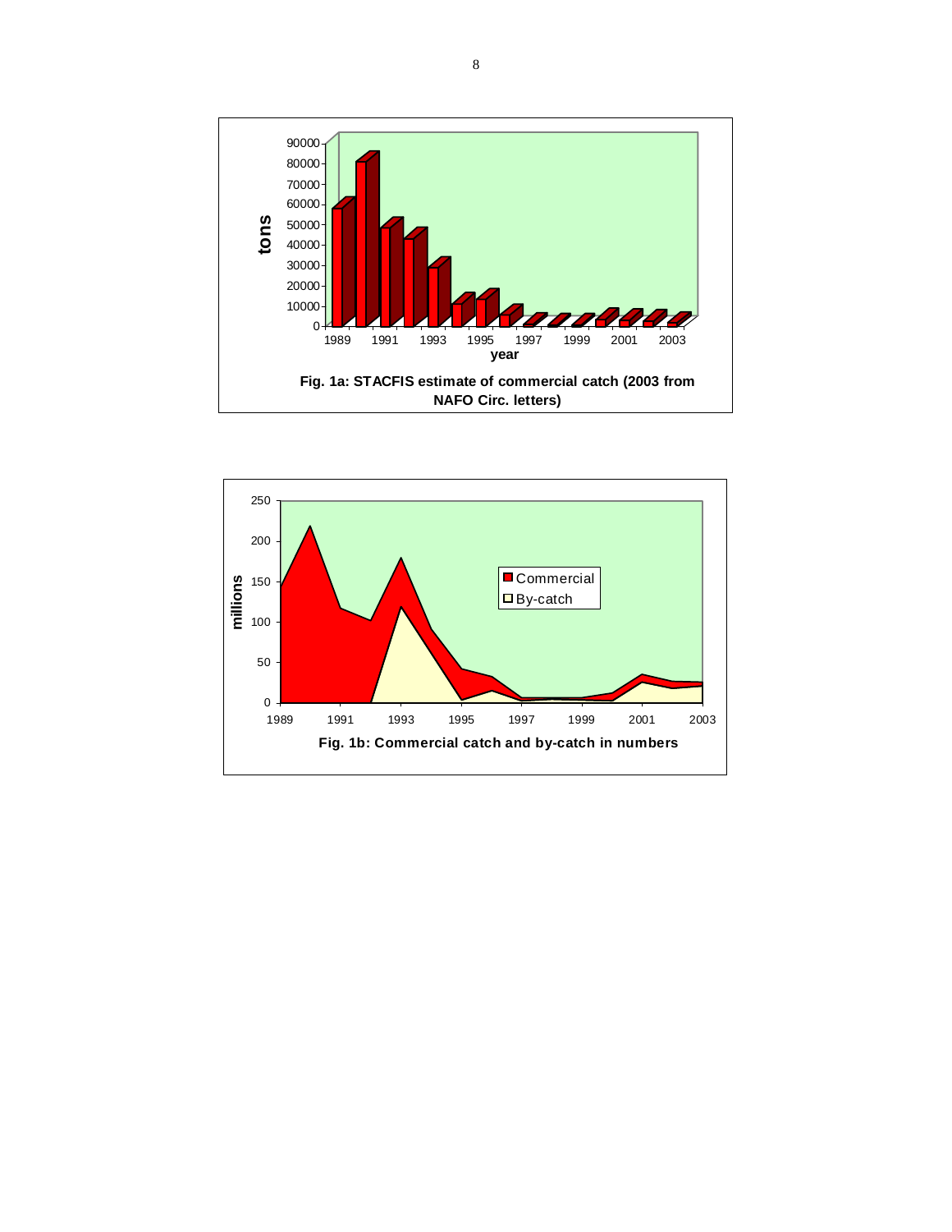Fig. 1a: STACFIS estimate of commercial catch (2003 from NAFO Circ. letters)

Fig. 1b: Commercial catch and by-catch in numbers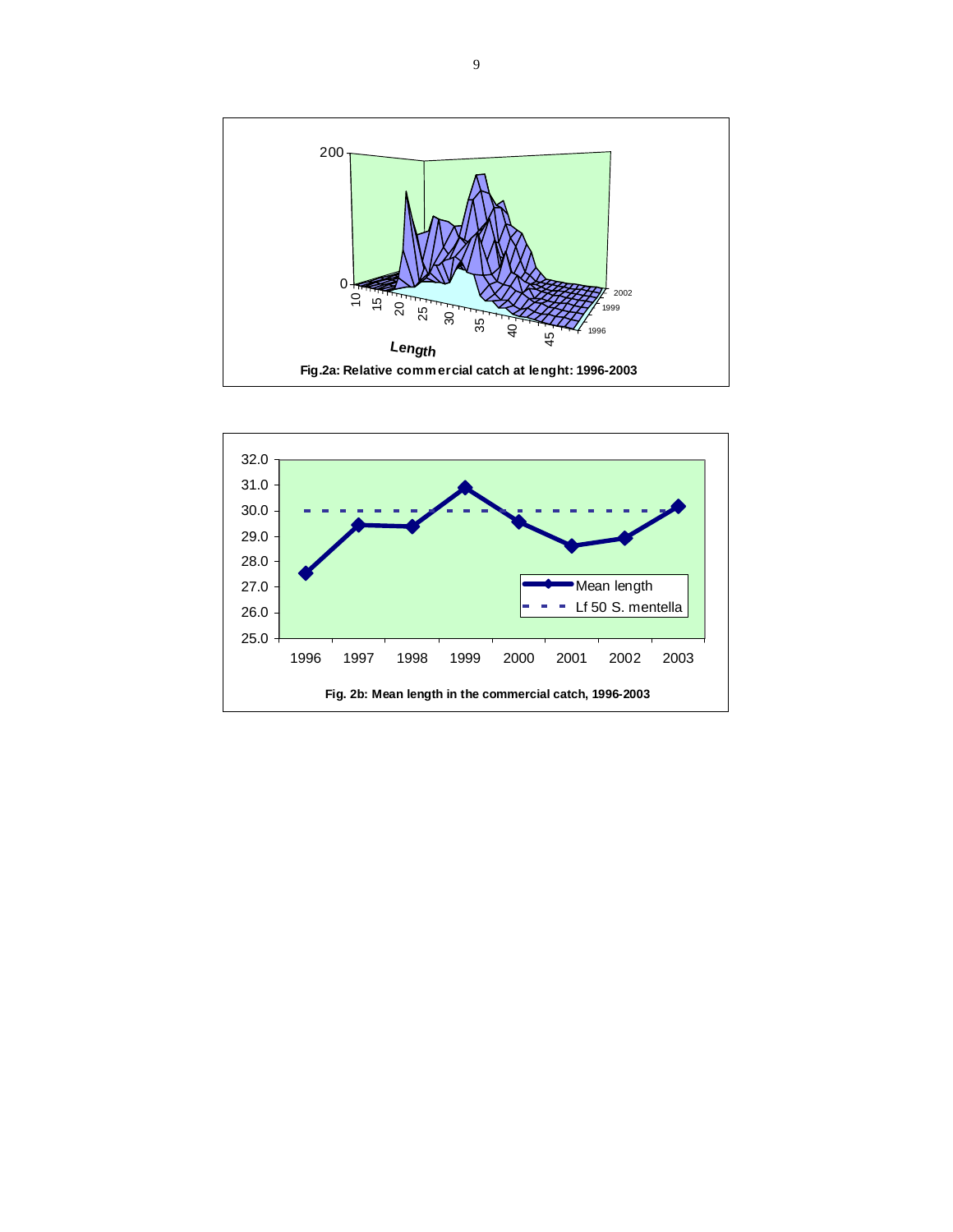Fig.2a: Relative commercial catch at lenght: 1996-2003

Fig. 2b: Mean length in the commercial catch, 1996-2003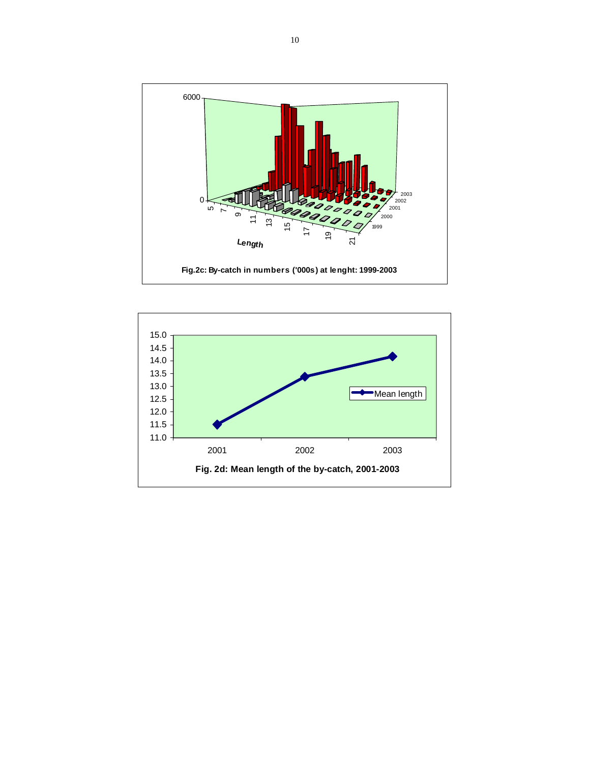Fig.2c: By-catch in numbers ('000s) at lenght: 1999-2003

Fig. 2d: Mean length of the by-catch, 2001-2003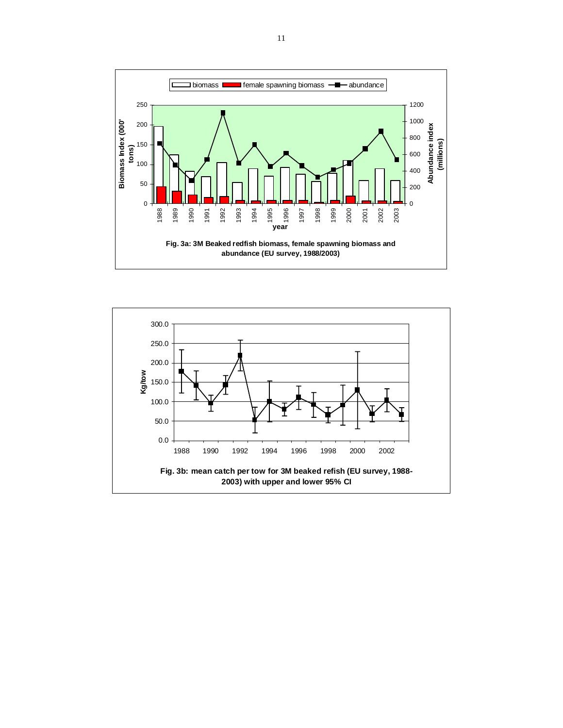biomass  female spawning biomass  abundance

Biomass Index (000' tons)

250
200
150
100
50
0

Abundance index (millions)

1200
1000
800
600
400
200
0

1988 1989 1990 1991 1992 1993 1994 1995 1996 1997 1998 1999 2000 2001 2002 2003

year

**Fig. 3a: 3M Beaked redfish biomass, female spawning biomass and abundance (EU survey, 1988/2003)**

Kg/tow

300.0
250.0
200.0
150.0
100.0
50.0
0.0

1988 1990 1992 1994 1996 1998 2000 2002

**Fig. 3b: mean catch per tow for 3M beaked refish (EU survey, 1988-2003) with upper and lower 95% CI**